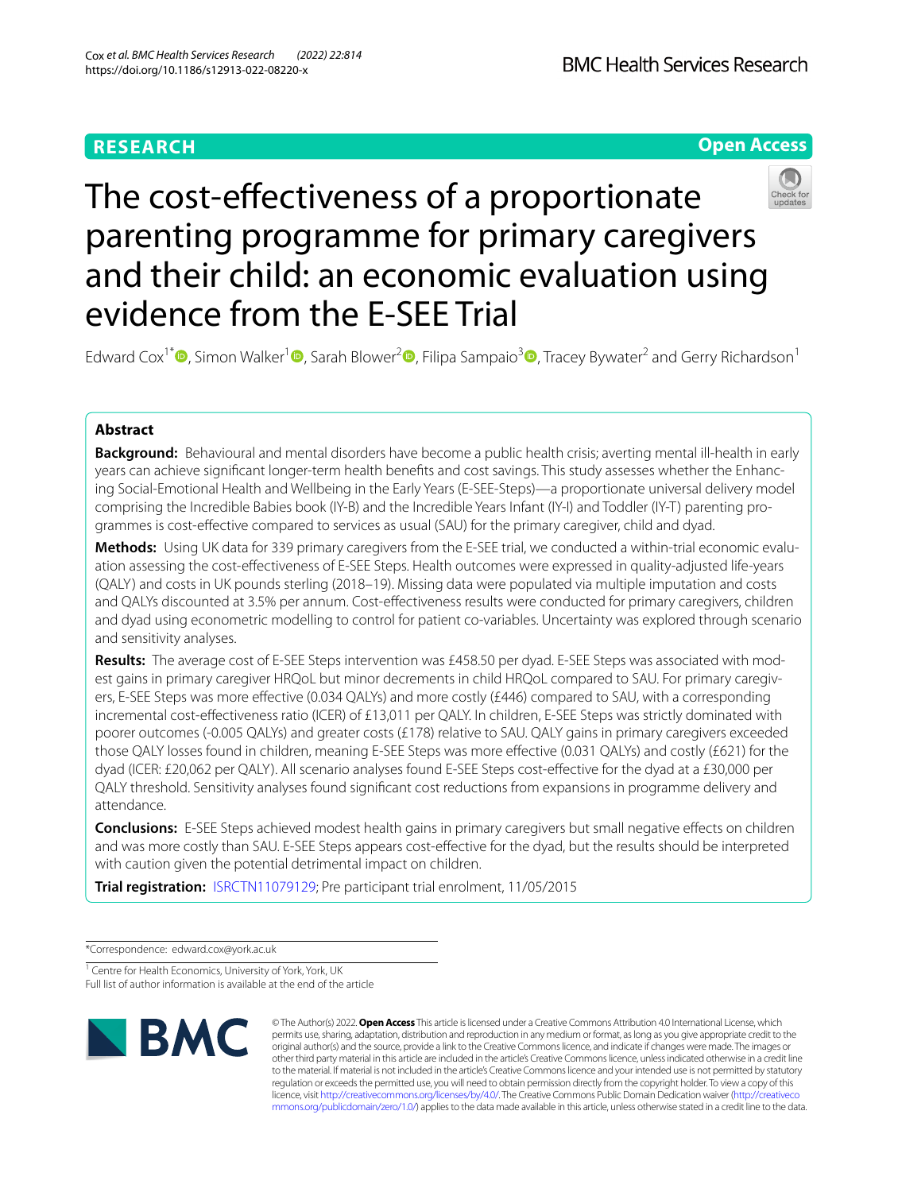RESEARCH

Open Access

# The cost-effectiveness of a proportionate parenting programme for primary caregivers and their child: an economic evaluation using evidence from the E-SEE Trial

Edward Cox[1*], Simon Walker[1], Sarah Blower[2], Filipa Sampaio[3], Tracey Bywater[2] and Gerry Richardson[1]

## Abstract

**Background:** Behavioural and mental disorders have become a public health crisis; averting mental ill-health in early years can achieve significant longer-term health benefits and cost savings. This study assesses whether the Enhancing Social-Emotional Health and Wellbeing in the Early Years (E-SEE-Steps)—a proportionate universal delivery model comprising the Incredible Babies book (IY-B) and the Incredible Years Infant (IY-I) and Toddler (IY-T) parenting programmes is cost-effective compared to services as usual (SAU) for the primary caregiver, child and dyad.

**Methods:** Using UK data for 339 primary caregivers from the E-SEE trial, we conducted a within-trial economic evaluation assessing the cost-effectiveness of E-SEE Steps. Health outcomes were expressed in quality-adjusted life-years (QALY) and costs in UK pounds sterling (2018–19). Missing data were populated via multiple imputation and costs and QALYs discounted at 3.5% per annum. Cost-effectiveness results were conducted for primary caregivers, children and dyad using econometric modelling to control for patient co-variables. Uncertainty was explored through scenario and sensitivity analyses.

**Results:** The average cost of E-SEE Steps intervention was £458.50 per dyad. E-SEE Steps was associated with modest gains in primary caregiver HRQoL but minor decrements in child HRQoL compared to SAU. For primary caregivers, E-SEE Steps was more effective (0.034 QALYs) and more costly (£446) compared to SAU, with a corresponding incremental cost-effectiveness ratio (ICER) of £13,011 per QALY. In children, E-SEE Steps was strictly dominated with poorer outcomes (-0.005 QALYs) and greater costs (£178) relative to SAU. QALY gains in primary caregivers exceeded those QALY losses found in children, meaning E-SEE Steps was more effective (0.031 QALYs) and costly (£621) for the dyad (ICER: £20,062 per QALY). All scenario analyses found E-SEE Steps cost-effective for the dyad at a £30,000 per QALY threshold. Sensitivity analyses found significant cost reductions from expansions in programme delivery and attendance.

**Conclusions:** E-SEE Steps achieved modest health gains in primary caregivers but small negative effects on children and was more costly than SAU. E-SEE Steps appears cost-effective for the dyad, but the results should be interpreted with caution given the potential detrimental impact on children.

**Trial registration:** ISRCTN11079129; Pre participant trial enrolment, 11/05/2015

*Correspondence: edward.cox@york.ac.uk

[1] Centre for Health Economics, University of York, York, UK

Full list of author information is available at the end of the article

© The Author(s) 2022. **Open Access** This article is licensed under a Creative Commons Attribution 4.0 International License, which permits use, sharing, adaptation, distribution and reproduction in any medium or format, as long as you give appropriate credit to the original author(s) and the source, provide a link to the Creative Commons licence, and indicate if changes were made. The images or other third party material in this article are included in the article's Creative Commons licence, unless indicated otherwise in a credit line to the material. If material is not included in the article's Creative Commons licence and your intended use is not permitted by statutory regulation or exceeds the permitted use, you will need to obtain permission directly from the copyright holder. To view a copy of this licence, visit http://creativecommons.org/licenses/by/4.0/. The Creative Commons Public Domain Dedication waiver (http://creativecommons.org/publicdomain/zero/1.0/) applies to the data made available in this article, unless otherwise stated in a credit line to the data.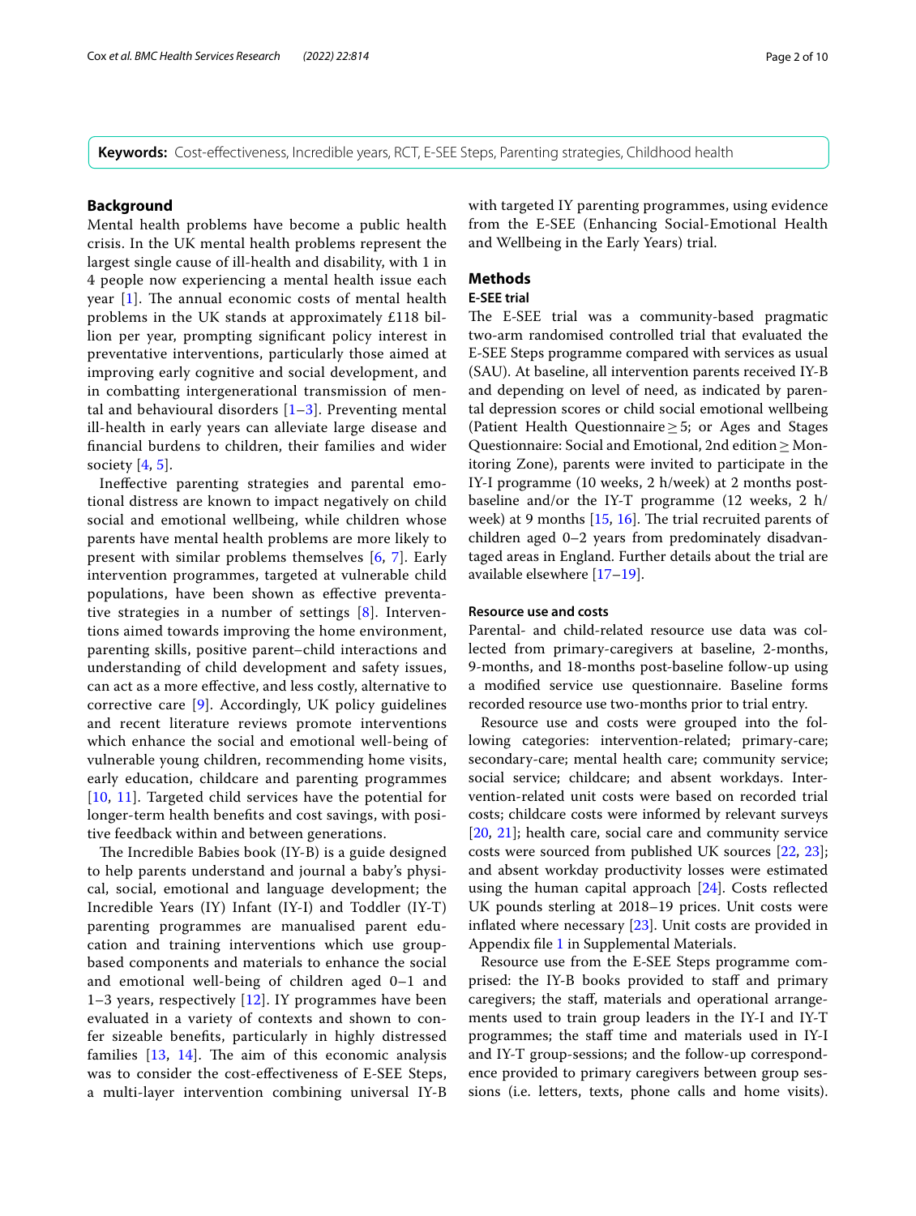**Keywords:** Cost-effectiveness, Incredible years, RCT, E-SEE Steps, Parenting strategies, Childhood health

## Background

Mental health problems have become a public health crisis. In the UK mental health problems represent the largest single cause of ill-health and disability, with 1 in 4 people now experiencing a mental health issue each year [1]. The annual economic costs of mental health problems in the UK stands at approximately £118 billion per year, prompting significant policy interest in preventative interventions, particularly those aimed at improving early cognitive and social development, and in combatting intergenerational transmission of mental and behavioural disorders [1–3]. Preventing mental ill-health in early years can alleviate large disease and financial burdens to children, their families and wider society [4, 5].

Ineffective parenting strategies and parental emotional distress are known to impact negatively on child social and emotional wellbeing, while children whose parents have mental health problems are more likely to present with similar problems themselves [6, 7]. Early intervention programmes, targeted at vulnerable child populations, have been shown as effective preventative strategies in a number of settings [8]. Interventions aimed towards improving the home environment, parenting skills, positive parent–child interactions and understanding of child development and safety issues, can act as a more effective, and less costly, alternative to corrective care [9]. Accordingly, UK policy guidelines and recent literature reviews promote interventions which enhance the social and emotional well-being of vulnerable young children, recommending home visits, early education, childcare and parenting programmes [10, 11]. Targeted child services have the potential for longer-term health benefits and cost savings, with positive feedback within and between generations.

The Incredible Babies book (IY-B) is a guide designed to help parents understand and journal a baby's physical, social, emotional and language development; the Incredible Years (IY) Infant (IY-I) and Toddler (IY-T) parenting programmes are manualised parent education and training interventions which use group-based components and materials to enhance the social and emotional well-being of children aged 0–1 and 1–3 years, respectively [12]. IY programmes have been evaluated in a variety of contexts and shown to confer sizeable benefits, particularly in highly distressed families [13, 14]. The aim of this economic analysis was to consider the cost-effectiveness of E-SEE Steps, a multi-layer intervention combining universal IY-B with targeted IY parenting programmes, using evidence from the E-SEE (Enhancing Social-Emotional Health and Wellbeing in the Early Years) trial.

## Methods

### E-SEE trial

The E-SEE trial was a community-based pragmatic two-arm randomised controlled trial that evaluated the E-SEE Steps programme compared with services as usual (SAU). At baseline, all intervention parents received IY-B and depending on level of need, as indicated by parental depression scores or child social emotional wellbeing (Patient Health Questionnaire ≥ 5; or Ages and Stages Questionnaire: Social and Emotional, 2nd edition ≥ Monitoring Zone), parents were invited to participate in the IY-I programme (10 weeks, 2 h/week) at 2 months post-baseline and/or the IY-T programme (12 weeks, 2 h/week) at 9 months [15, 16]. The trial recruited parents of children aged 0–2 years from predominately disadvantaged areas in England. Further details about the trial are available elsewhere [17–19].

### Resource use and costs

Parental- and child-related resource use data was collected from primary-caregivers at baseline, 2-months, 9-months, and 18-months post-baseline follow-up using a modified service use questionnaire. Baseline forms recorded resource use two-months prior to trial entry.

Resource use and costs were grouped into the following categories: intervention-related; primary-care; secondary-care; mental health care; community service; social service; childcare; and absent workdays. Intervention-related unit costs were based on recorded trial costs; childcare costs were informed by relevant surveys [20, 21]; health care, social care and community service costs were sourced from published UK sources [22, 23]; and absent workday productivity losses were estimated using the human capital approach [24]. Costs reflected UK pounds sterling at 2018–19 prices. Unit costs were inflated where necessary [23]. Unit costs are provided in Appendix file 1 in Supplemental Materials.

Resource use from the E-SEE Steps programme comprised: the IY-B books provided to staff and primary caregivers; the staff, materials and operational arrangements used to train group leaders in the IY-I and IY-T programmes; the staff time and materials used in IY-I and IY-T group-sessions; and the follow-up correspondence provided to primary caregivers between group sessions (i.e. letters, texts, phone calls and home visits).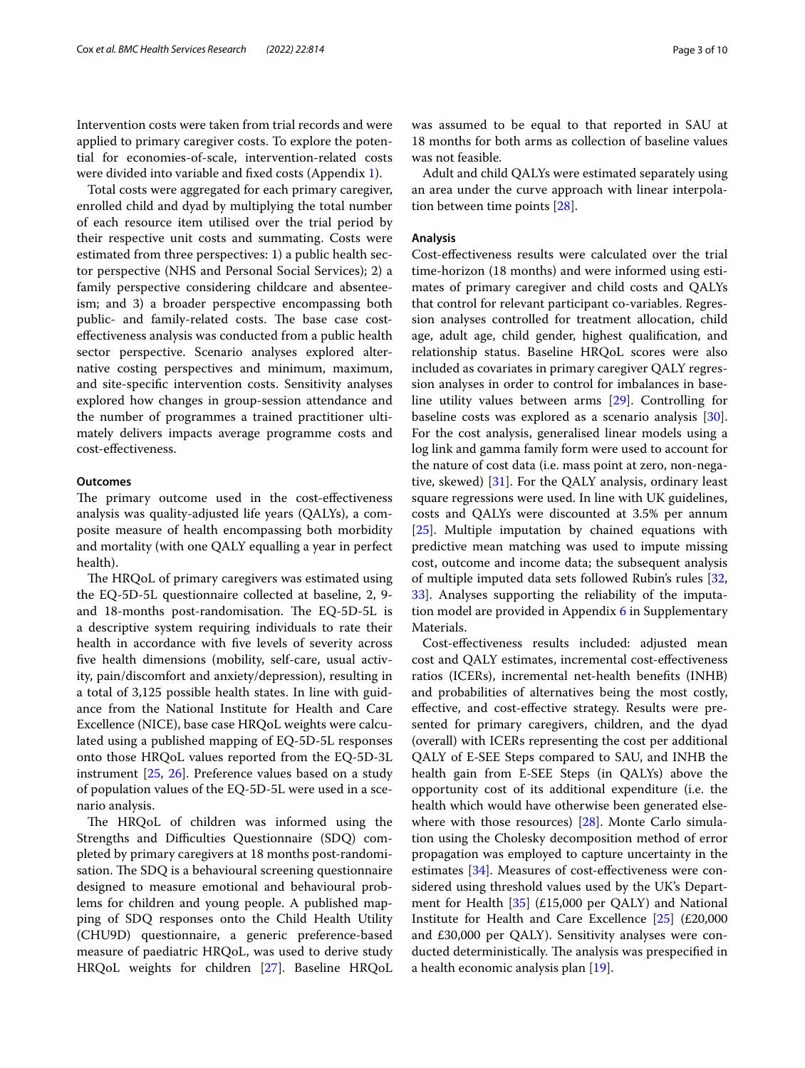Intervention costs were taken from trial records and were applied to primary caregiver costs. To explore the potential for economies-of-scale, intervention-related costs were divided into variable and fixed costs (Appendix 1).

Total costs were aggregated for each primary caregiver, enrolled child and dyad by multiplying the total number of each resource item utilised over the trial period by their respective unit costs and summating. Costs were estimated from three perspectives: 1) a public health sector perspective (NHS and Personal Social Services); 2) a family perspective considering childcare and absenteeism; and 3) a broader perspective encompassing both public- and family-related costs. The base case cost-effectiveness analysis was conducted from a public health sector perspective. Scenario analyses explored alternative costing perspectives and minimum, maximum, and site-specific intervention costs. Sensitivity analyses explored how changes in group-session attendance and the number of programmes a trained practitioner ultimately delivers impacts average programme costs and cost-effectiveness.

### Outcomes

The primary outcome used in the cost-effectiveness analysis was quality-adjusted life years (QALYs), a composite measure of health encompassing both morbidity and mortality (with one QALY equalling a year in perfect health).

The HRQoL of primary caregivers was estimated using the EQ-5D-5L questionnaire collected at baseline, 2, 9- and 18-months post-randomisation. The EQ-5D-5L is a descriptive system requiring individuals to rate their health in accordance with five levels of severity across five health dimensions (mobility, self-care, usual activity, pain/discomfort and anxiety/depression), resulting in a total of 3,125 possible health states. In line with guidance from the National Institute for Health and Care Excellence (NICE), base case HRQoL weights were calculated using a published mapping of EQ-5D-5L responses onto those HRQoL values reported from the EQ-5D-3L instrument [25, 26]. Preference values based on a study of population values of the EQ-5D-5L were used in a scenario analysis.

The HRQoL of children was informed using the Strengths and Difficulties Questionnaire (SDQ) completed by primary caregivers at 18 months post-randomisation. The SDQ is a behavioural screening questionnaire designed to measure emotional and behavioural problems for children and young people. A published mapping of SDQ responses onto the Child Health Utility (CHU9D) questionnaire, a generic preference-based measure of paediatric HRQoL, was used to derive study HRQoL weights for children [27]. Baseline HRQoL was assumed to be equal to that reported in SAU at 18 months for both arms as collection of baseline values was not feasible.

Adult and child QALYs were estimated separately using an area under the curve approach with linear interpolation between time points [28].

### Analysis

Cost-effectiveness results were calculated over the trial time-horizon (18 months) and were informed using estimates of primary caregiver and child costs and QALYs that control for relevant participant co-variables. Regression analyses controlled for treatment allocation, child age, adult age, child gender, highest qualification, and relationship status. Baseline HRQoL scores were also included as covariates in primary caregiver QALY regression analyses in order to control for imbalances in baseline utility values between arms [29]. Controlling for baseline costs was explored as a scenario analysis [30]. For the cost analysis, generalised linear models using a log link and gamma family form were used to account for the nature of cost data (i.e. mass point at zero, non-negative, skewed) [31]. For the QALY analysis, ordinary least square regressions were used. In line with UK guidelines, costs and QALYs were discounted at 3.5% per annum [25]. Multiple imputation by chained equations with predictive mean matching was used to impute missing cost, outcome and income data; the subsequent analysis of multiple imputed data sets followed Rubin's rules [32, 33]. Analyses supporting the reliability of the imputation model are provided in Appendix 6 in Supplementary Materials.

Cost-effectiveness results included: adjusted mean cost and QALY estimates, incremental cost-effectiveness ratios (ICERs), incremental net-health benefits (INHB) and probabilities of alternatives being the most costly, effective, and cost-effective strategy. Results were presented for primary caregivers, children, and the dyad (overall) with ICERs representing the cost per additional QALY of E-SEE Steps compared to SAU, and INHB the health gain from E-SEE Steps (in QALYs) above the opportunity cost of its additional expenditure (i.e. the health which would have otherwise been generated elsewhere with those resources) [28]. Monte Carlo simulation using the Cholesky decomposition method of error propagation was employed to capture uncertainty in the estimates [34]. Measures of cost-effectiveness were considered using threshold values used by the UK's Department for Health [35] (£15,000 per QALY) and National Institute for Health and Care Excellence [25] (£20,000 and £30,000 per QALY). Sensitivity analyses were conducted deterministically. The analysis was prespecified in a health economic analysis plan [19].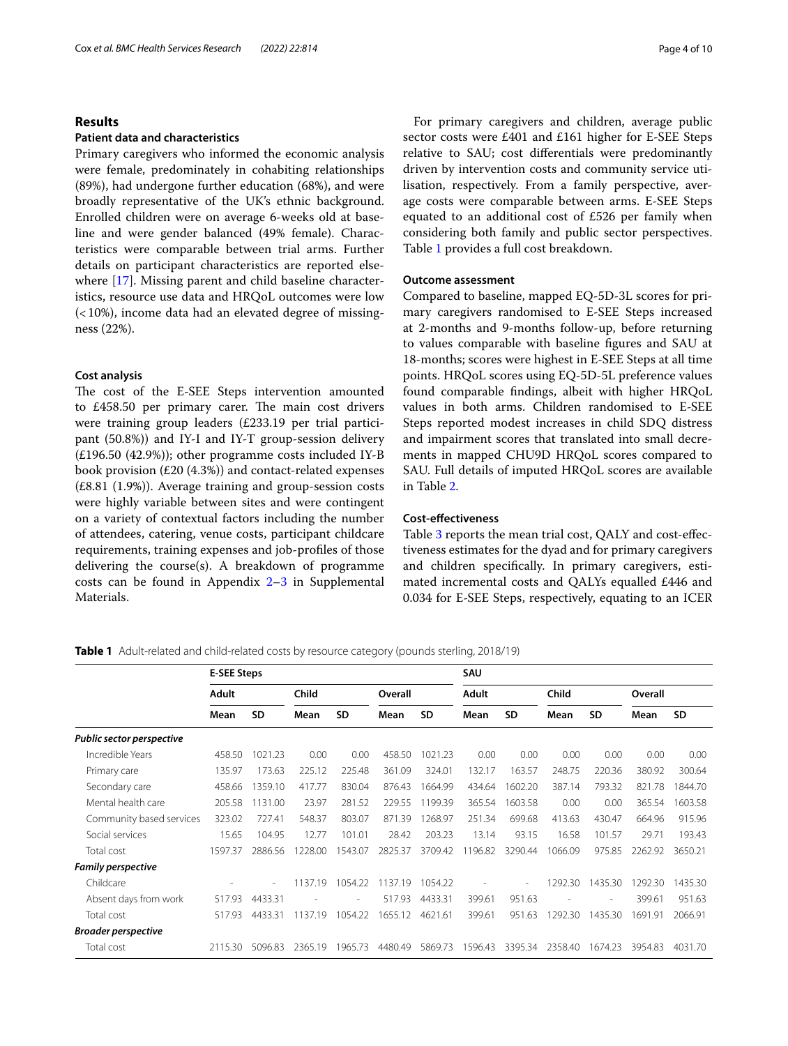## Results

### Patient data and characteristics

Primary caregivers who informed the economic analysis were female, predominately in cohabiting relationships (89%), had undergone further education (68%), and were broadly representative of the UK's ethnic background. Enrolled children were on average 6-weeks old at baseline and were gender balanced (49% female). Characteristics were comparable between trial arms. Further details on participant characteristics are reported elsewhere [17]. Missing parent and child baseline characteristics, resource use data and HRQoL outcomes were low (<10%), income data had an elevated degree of missingness (22%).

### Cost analysis

The cost of the E-SEE Steps intervention amounted to £458.50 per primary carer. The main cost drivers were training group leaders (£233.19 per trial participant (50.8%)) and IY-I and IY-T group-session delivery (£196.50 (42.9%)); other programme costs included IY-B book provision (£20 (4.3%)) and contact-related expenses (£8.81 (1.9%)). Average training and group-session costs were highly variable between sites and were contingent on a variety of contextual factors including the number of attendees, catering, venue costs, participant childcare requirements, training expenses and job-profiles of those delivering the course(s). A breakdown of programme costs can be found in Appendix 2–3 in Supplemental Materials.

For primary caregivers and children, average public sector costs were £401 and £161 higher for E-SEE Steps relative to SAU; cost differentials were predominantly driven by intervention costs and community service utilisation, respectively. From a family perspective, average costs were comparable between arms. E-SEE Steps equated to an additional cost of £526 per family when considering both family and public sector perspectives. Table 1 provides a full cost breakdown.

### Outcome assessment

Compared to baseline, mapped EQ-5D-3L scores for primary caregivers randomised to E-SEE Steps increased at 2-months and 9-months follow-up, before returning to values comparable with baseline figures and SAU at 18-months; scores were highest in E-SEE Steps at all time points. HRQoL scores using EQ-5D-5L preference values found comparable findings, albeit with higher HRQoL values in both arms. Children randomised to E-SEE Steps reported modest increases in child SDQ distress and impairment scores that translated into small decrements in mapped CHU9D HRQoL scores compared to SAU. Full details of imputed HRQoL scores are available in Table 2.

### Cost-effectiveness

Table 3 reports the mean trial cost, QALY and cost-effectiveness estimates for the dyad and for primary caregivers and children specifically. In primary caregivers, estimated incremental costs and QALYs equalled £446 and 0.034 for E-SEE Steps, respectively, equating to an ICER

**Table 1** Adult-related and child-related costs by resource category (pounds sterling, 2018/19)

| | E-SEE Steps | | | | | | SAU | | | | | |
|---|---|---|---|---|---|---|---|---|---|---|---|---|
| | Adult | | Child | | Overall | | Adult | | Child | | Overall | |
| | Mean | SD | Mean | SD | Mean | SD | Mean | SD | Mean | SD | Mean | SD |
| ***Public sector perspective*** | | | | | | | | | | | | |
| Incredible Years | 458.50 | 1021.23 | 0.00 | 0.00 | 458.50 | 1021.23 | 0.00 | 0.00 | 0.00 | 0.00 | 0.00 | 0.00 |
| Primary care | 135.97 | 173.63 | 225.12 | 225.48 | 361.09 | 324.01 | 132.17 | 163.57 | 248.75 | 220.36 | 380.92 | 300.64 |
| Secondary care | 458.66 | 1359.10 | 417.77 | 830.04 | 876.43 | 1664.99 | 434.64 | 1602.20 | 387.14 | 793.32 | 821.78 | 1844.70 |
| Mental health care | 205.58 | 1131.00 | 23.97 | 281.52 | 229.55 | 1199.39 | 365.54 | 1603.58 | 0.00 | 0.00 | 365.54 | 1603.58 |
| Community based services | 323.02 | 727.41 | 548.37 | 803.07 | 871.39 | 1268.97 | 251.34 | 699.68 | 413.63 | 430.47 | 664.96 | 915.96 |
| Social services | 15.65 | 104.95 | 12.77 | 101.01 | 28.42 | 203.23 | 13.14 | 93.15 | 16.58 | 101.57 | 29.71 | 193.43 |
| Total cost | 1597.37 | 2886.56 | 1228.00 | 1543.07 | 2825.37 | 3709.42 | 1196.82 | 3290.44 | 1066.09 | 975.85 | 2262.92 | 3650.21 |
| ***Family perspective*** | | | | | | | | | | | | |
| Childcare | - | - | 1137.19 | 1054.22 | 1137.19 | 1054.22 | - | - | 1292.30 | 1435.30 | 1292.30 | 1435.30 |
| Absent days from work | 517.93 | 4433.31 | - | - | 517.93 | 4433.31 | 399.61 | 951.63 | - | - | 399.61 | 951.63 |
| Total cost | 517.93 | 4433.31 | 1137.19 | 1054.22 | 1655.12 | 4621.61 | 399.61 | 951.63 | 1292.30 | 1435.30 | 1691.91 | 2066.91 |
| ***Broader perspective*** | | | | | | | | | | | | |
| Total cost | 2115.30 | 5096.83 | 2365.19 | 1965.73 | 4480.49 | 5869.73 | 1596.43 | 3395.34 | 2358.40 | 1674.23 | 3954.83 | 4031.70 |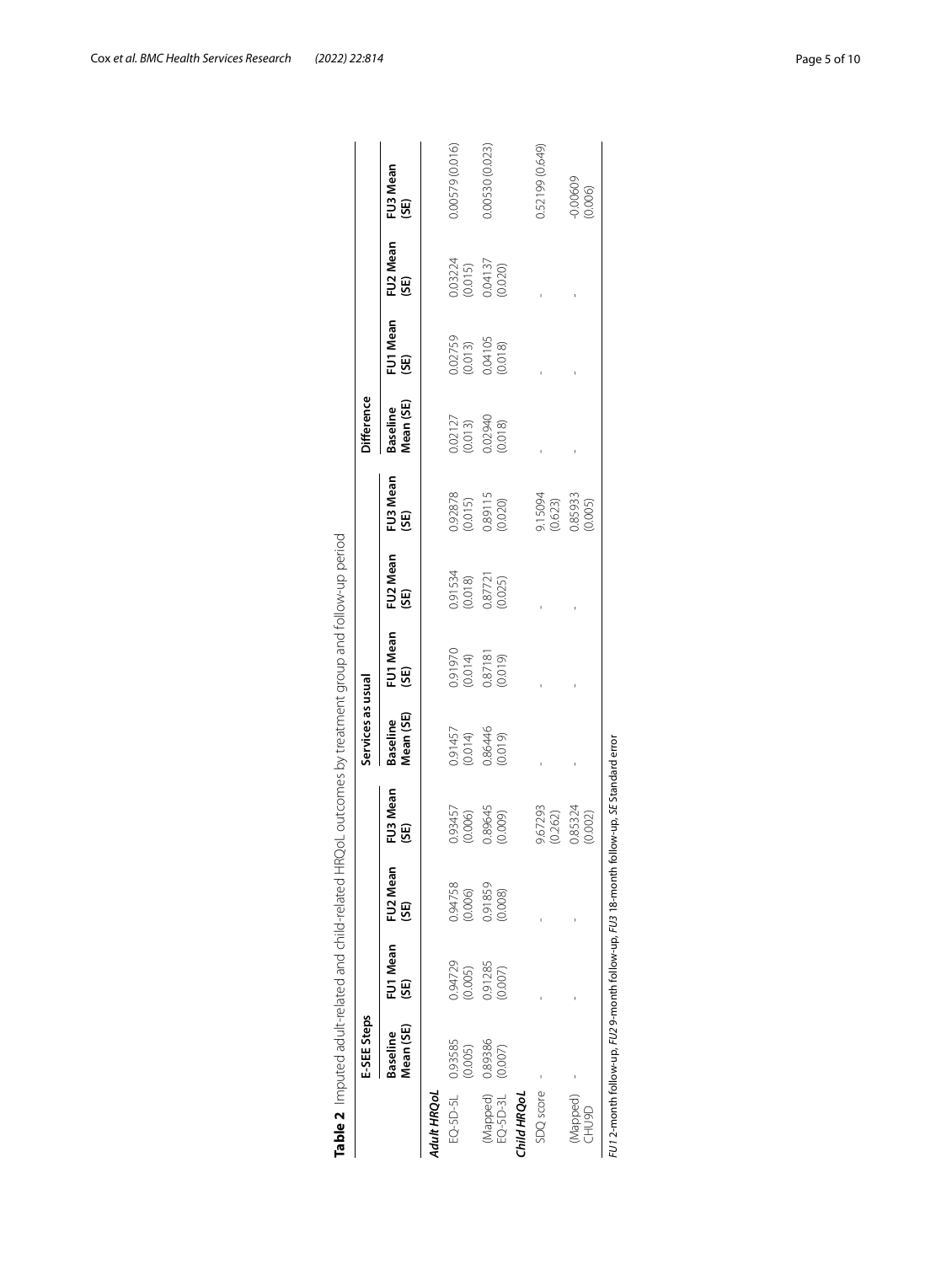**Table 2** Imputed adult-related and child-related HRQoL outcomes by treatment group and follow-up period

| | E-SEE Steps | | | | Services as usual | | | | Difference | | | |
|---|---|---|---|---|---|---|---|---|---|---|---|---|
| | Baseline Mean (SE) | FU1 Mean (SE) | FU2 Mean (SE) | FU3 Mean (SE) | Baseline Mean (SE) | FU1 Mean (SE) | FU2 Mean (SE) | FU3 Mean (SE) | Baseline Mean (SE) | FU1 Mean (SE) | FU2 Mean (SE) | FU3 Mean (SE) |
| ***Adult HRQoL*** | | | | | | | | | | | | |
| EQ-5D-5L | 0.93585 (0.005) | 0.94729 (0.005) | 0.94758 (0.006) | 0.93457 (0.006) | 0.91457 (0.014) | 0.91970 (0.014) | 0.91534 (0.018) | 0.92878 (0.015) | 0.02127 (0.013) | 0.02759 (0.013) | 0.03224 (0.015) | 0.00579 (0.016) |
| (Mapped) EQ-5D-3L | 0.89386 (0.007) | 0.91285 (0.007) | 0.91859 (0.008) | 0.89645 (0.009) | 0.86446 (0.019) | 0.87181 (0.019) | 0.87721 (0.025) | 0.89115 (0.020) | 0.02940 (0.018) | 0.04105 (0.018) | 0.04137 (0.020) | 0.00530 (0.023) |
| ***Child HRQoL*** | | | | | | | | | | | | |
| SDQ score | - | - | - | 9.67293 (0.262) | - | - | - | 9.15094 (0.623) | - | - | - | 0.52199 (0.649) |
| (Mapped) CHU9D | - | - | - | 0.85324 (0.002) | - | - | - | 0.85933 (0.005) | - | - | - | -0.00609 (0.006) |

*FU1* 2-month follow-up, *FU2* 9-month follow-up, *FU3* 18-month follow-up, *SE* Standard error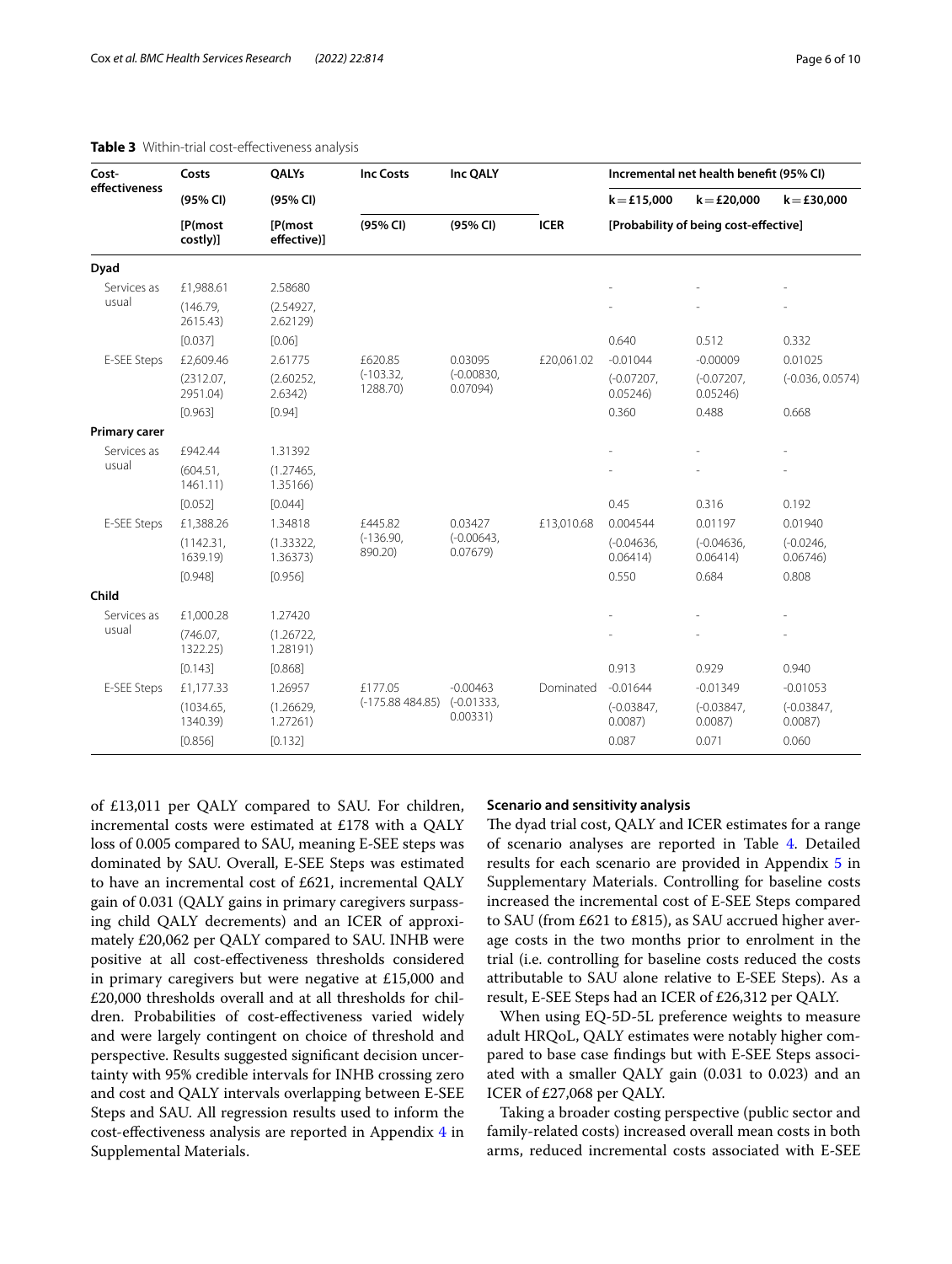**Table 3** Within-trial cost-effectiveness analysis

| Cost-effectiveness | Costs (95% CI) [P(most costly)] | QALYs (95% CI) [P(most effective)] | Inc Costs (95% CI) | Inc QALY (95% CI) | ICER | Incremental net health benefit (95% CI) [Probability of being cost-effective] | | |
|---|---|---|---|---|---|---|---|---|
| | | | | | | k = £15,000 | k = £20,000 | k = £30,000 |
| **Dyad** | | | | | | | | |
| Services as usual | £1,988.61 | 2.58680 | | | | - | - | - |
| | (146.79, 2615.43) | (2.54927, 2.62129) | | | | - | - | - |
| | [0.037] | [0.06] | | | | 0.640 | 0.512 | 0.332 |
| E-SEE Steps | £2,609.46 | 2.61775 | £620.85 | 0.03095 | £20,061.02 | -0.01044 | -0.00009 | 0.01025 |
| | (2312.07, 2951.04) | (2.60252, 2.6342) | (-103.32, 1288.70) | (-0.00830, 0.07094) | | (-0.07207, 0.05246) | (-0.07207, 0.05246) | (-0.036, 0.0574) |
| | [0.963] | [0.94] | | | | 0.360 | 0.488 | 0.668 |
| **Primary carer** | | | | | | | | |
| Services as usual | £942.44 | 1.31392 | | | | - | - | - |
| | (604.51, 1461.11) | (1.27465, 1.35166) | | | | - | - | - |
| | [0.052] | [0.044] | | | | 0.45 | 0.316 | 0.192 |
| E-SEE Steps | £1,388.26 | 1.34818 | £445.82 | 0.03427 | £13,010.68 | 0.004544 | 0.01197 | 0.01940 |
| | (1142.31, 1639.19) | (1.33322, 1.36373) | (-136.90, 890.20) | (-0.00643, 0.07679) | | (-0.04636, 0.06414) | (-0.04636, 0.06414) | (-0.0246, 0.06746) |
| | [0.948] | [0.956] | | | | 0.550 | 0.684 | 0.808 |
| **Child** | | | | | | | | |
| Services as usual | £1,000.28 | 1.27420 | | | | - | - | - |
| | (746.07, 1322.25) | (1.26722, 1.28191) | | | | - | - | - |
| | [0.143] | [0.868] | | | | 0.913 | 0.929 | 0.940 |
| E-SEE Steps | £1,177.33 | 1.26957 | £177.05 | -0.00463 | Dominated | -0.01644 | -0.01349 | -0.01053 |
| | (1034.65, 1340.39) | (1.26629, 1.27261) | (-175.88 484.85) | (-0.01333, 0.00331) | | (-0.03847, 0.0087) | (-0.03847, 0.0087) | (-0.03847, 0.0087) |
| | [0.856] | [0.132] | | | | 0.087 | 0.071 | 0.060 |

of £13,011 per QALY compared to SAU. For children, incremental costs were estimated at £178 with a QALY loss of 0.005 compared to SAU, meaning E-SEE steps was dominated by SAU. Overall, E-SEE Steps was estimated to have an incremental cost of £621, incremental QALY gain of 0.031 (QALY gains in primary caregivers surpassing child QALY decrements) and an ICER of approximately £20,062 per QALY compared to SAU. INHB were positive at all cost-effectiveness thresholds considered in primary caregivers but were negative at £15,000 and £20,000 thresholds overall and at all thresholds for children. Probabilities of cost-effectiveness varied widely and were largely contingent on choice of threshold and perspective. Results suggested significant decision uncertainty with 95% credible intervals for INHB crossing zero and cost and QALY intervals overlapping between E-SEE Steps and SAU. All regression results used to inform the cost-effectiveness analysis are reported in Appendix 4 in Supplemental Materials.

### Scenario and sensitivity analysis

The dyad trial cost, QALY and ICER estimates for a range of scenario analyses are reported in Table 4. Detailed results for each scenario are provided in Appendix 5 in Supplementary Materials. Controlling for baseline costs increased the incremental cost of E-SEE Steps compared to SAU (from £621 to £815), as SAU accrued higher average costs in the two months prior to enrolment in the trial (i.e. controlling for baseline costs reduced the costs attributable to SAU alone relative to E-SEE Steps). As a result, E-SEE Steps had an ICER of £26,312 per QALY.

When using EQ-5D-5L preference weights to measure adult HRQoL, QALY estimates were notably higher compared to base case findings but with E-SEE Steps associated with a smaller QALY gain (0.031 to 0.023) and an ICER of £27,068 per QALY.

Taking a broader costing perspective (public sector and family-related costs) increased overall mean costs in both arms, reduced incremental costs associated with E-SEE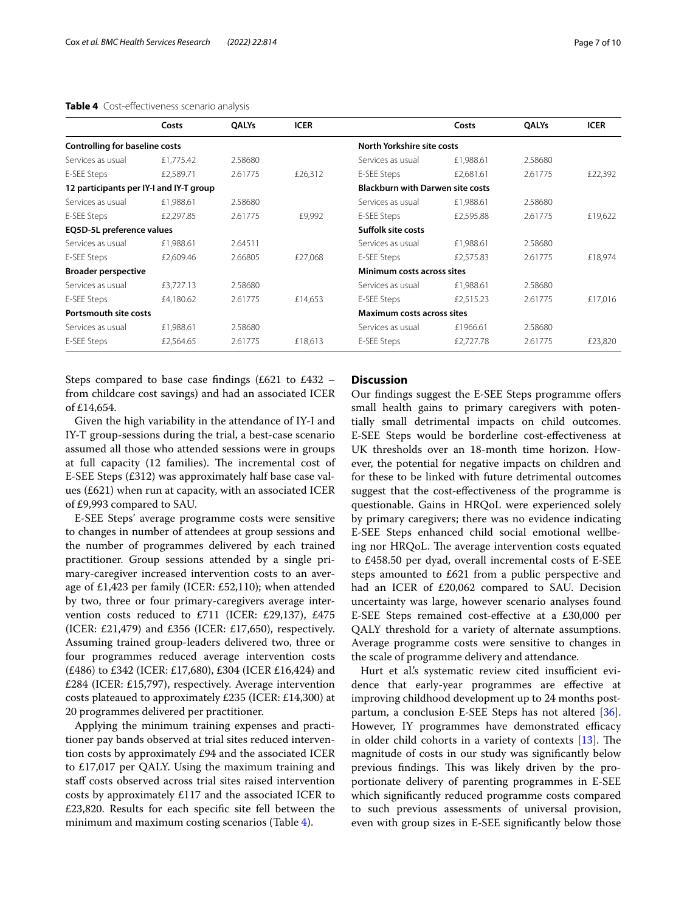**Table 4** Cost-effectiveness scenario analysis

| | Costs | QALYs | ICER | | Costs | QALYs | ICER |
|---|---|---|---|---|---|---|---|
| **Controlling for baseline costs** | | | | **North Yorkshire site costs** | | | |
| Services as usual | £1,775.42 | 2.58680 | | Services as usual | £1,988.61 | 2.58680 | |
| E-SEE Steps | £2,589.71 | 2.61775 | £26,312 | E-SEE Steps | £2,681.61 | 2.61775 | £22,392 |
| **12 participants per IY-I and IY-T group** | | | | **Blackburn with Darwen site costs** | | | |
| Services as usual | £1,988.61 | 2.58680 | | Services as usual | £1,988.61 | 2.58680 | |
| E-SEE Steps | £2,297.85 | 2.61775 | £9,992 | E-SEE Steps | £2,595.88 | 2.61775 | £19,622 |
| **EQ5D-5L preference values** | | | | **Suffolk site costs** | | | |
| Services as usual | £1,988.61 | 2.64511 | | Services as usual | £1,988.61 | 2.58680 | |
| E-SEE Steps | £2,609.46 | 2.66805 | £27,068 | E-SEE Steps | £2,575.83 | 2.61775 | £18,974 |
| **Broader perspective** | | | | **Minimum costs across sites** | | | |
| Services as usual | £3,727.13 | 2.58680 | | Services as usual | £1,988.61 | 2.58680 | |
| E-SEE Steps | £4,180.62 | 2.61775 | £14,653 | E-SEE Steps | £2,515.23 | 2.61775 | £17,016 |
| **Portsmouth site costs** | | | | **Maximum costs across sites** | | | |
| Services as usual | £1,988.61 | 2.58680 | | Services as usual | £1966.61 | 2.58680 | |
| E-SEE Steps | £2,564.65 | 2.61775 | £18,613 | E-SEE Steps | £2,727.78 | 2.61775 | £23,820 |

Steps compared to base case findings (£621 to £432 – from childcare cost savings) and had an associated ICER of £14,654.

Given the high variability in the attendance of IY-I and IY-T group-sessions during the trial, a best-case scenario assumed all those who attended sessions were in groups at full capacity (12 families). The incremental cost of E-SEE Steps (£312) was approximately half base case values (£621) when run at capacity, with an associated ICER of £9,993 compared to SAU.

E-SEE Steps' average programme costs were sensitive to changes in number of attendees at group sessions and the number of programmes delivered by each trained practitioner. Group sessions attended by a single primary-caregiver increased intervention costs to an average of £1,423 per family (ICER: £52,110); when attended by two, three or four primary-caregivers average intervention costs reduced to £711 (ICER: £29,137), £475 (ICER: £21,479) and £356 (ICER: £17,650), respectively. Assuming trained group-leaders delivered two, three or four programmes reduced average intervention costs (£486) to £342 (ICER: £17,680), £304 (ICER £16,424) and £284 (ICER: £15,797), respectively. Average intervention costs plateaued to approximately £235 (ICER: £14,300) at 20 programmes delivered per practitioner.

Applying the minimum training expenses and practitioner pay bands observed at trial sites reduced intervention costs by approximately £94 and the associated ICER to £17,017 per QALY. Using the maximum training and staff costs observed across trial sites raised intervention costs by approximately £117 and the associated ICER to £23,820. Results for each specific site fell between the minimum and maximum costing scenarios (Table 4).

## Discussion

Our findings suggest the E-SEE Steps programme offers small health gains to primary caregivers with potentially small detrimental impacts on child outcomes. E-SEE Steps would be borderline cost-effectiveness at UK thresholds over an 18-month time horizon. However, the potential for negative impacts on children and for these to be linked with future detrimental outcomes suggest that the cost-effectiveness of the programme is questionable. Gains in HRQoL were experienced solely by primary caregivers; there was no evidence indicating E-SEE Steps enhanced child social emotional wellbeing nor HRQoL. The average intervention costs equated to £458.50 per dyad, overall incremental costs of E-SEE steps amounted to £621 from a public perspective and had an ICER of £20,062 compared to SAU. Decision uncertainty was large, however scenario analyses found E-SEE Steps remained cost-effective at a £30,000 per QALY threshold for a variety of alternate assumptions. Average programme costs were sensitive to changes in the scale of programme delivery and attendance.

Hurt et al.'s systematic review cited insufficient evidence that early-year programmes are effective at improving childhood development up to 24 months postpartum, a conclusion E-SEE Steps has not altered [36]. However, IY programmes have demonstrated efficacy in older child cohorts in a variety of contexts [13]. The magnitude of costs in our study was significantly below previous findings. This was likely driven by the proportionate delivery of parenting programmes in E-SEE which significantly reduced programme costs compared to such previous assessments of universal provision, even with group sizes in E-SEE significantly below those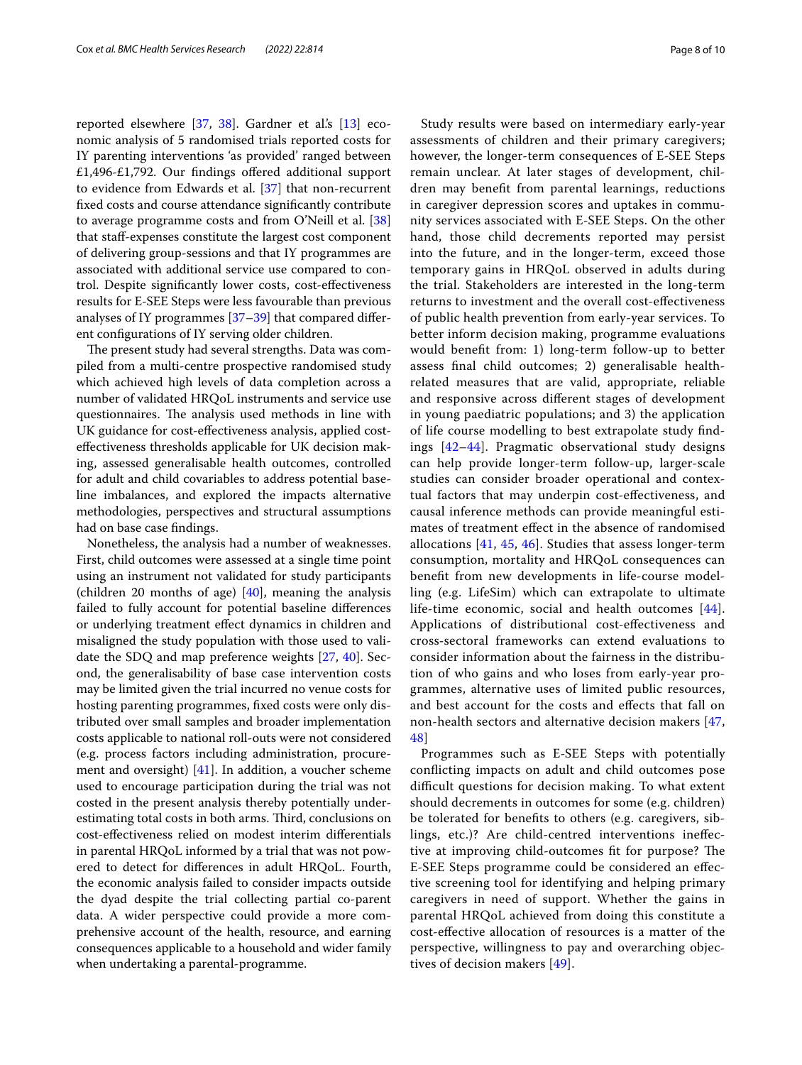reported elsewhere [37, 38]. Gardner et al.'s [13] economic analysis of 5 randomised trials reported costs for IY parenting interventions 'as provided' ranged between £1,496-£1,792. Our findings offered additional support to evidence from Edwards et al. [37] that non-recurrent fixed costs and course attendance significantly contribute to average programme costs and from O'Neill et al. [38] that staff-expenses constitute the largest cost component of delivering group-sessions and that IY programmes are associated with additional service use compared to control. Despite significantly lower costs, cost-effectiveness results for E-SEE Steps were less favourable than previous analyses of IY programmes [37–39] that compared different configurations of IY serving older children.

The present study had several strengths. Data was compiled from a multi-centre prospective randomised study which achieved high levels of data completion across a number of validated HRQoL instruments and service use questionnaires. The analysis used methods in line with UK guidance for cost-effectiveness analysis, applied cost-effectiveness thresholds applicable for UK decision making, assessed generalisable health outcomes, controlled for adult and child covariables to address potential baseline imbalances, and explored the impacts alternative methodologies, perspectives and structural assumptions had on base case findings.

Nonetheless, the analysis had a number of weaknesses. First, child outcomes were assessed at a single time point using an instrument not validated for study participants (children 20 months of age) [40], meaning the analysis failed to fully account for potential baseline differences or underlying treatment effect dynamics in children and misaligned the study population with those used to validate the SDQ and map preference weights [27, 40]. Second, the generalisability of base case intervention costs may be limited given the trial incurred no venue costs for hosting parenting programmes, fixed costs were only distributed over small samples and broader implementation costs applicable to national roll-outs were not considered (e.g. process factors including administration, procurement and oversight) [41]. In addition, a voucher scheme used to encourage participation during the trial was not costed in the present analysis thereby potentially underestimating total costs in both arms. Third, conclusions on cost-effectiveness relied on modest interim differentials in parental HRQoL informed by a trial that was not powered to detect for differences in adult HRQoL. Fourth, the economic analysis failed to consider impacts outside the dyad despite the trial collecting partial co-parent data. A wider perspective could provide a more comprehensive account of the health, resource, and earning consequences applicable to a household and wider family when undertaking a parental-programme.

Study results were based on intermediary early-year assessments of children and their primary caregivers; however, the longer-term consequences of E-SEE Steps remain unclear. At later stages of development, children may benefit from parental learnings, reductions in caregiver depression scores and uptakes in community services associated with E-SEE Steps. On the other hand, those child decrements reported may persist into the future, and in the longer-term, exceed those temporary gains in HRQoL observed in adults during the trial. Stakeholders are interested in the long-term returns to investment and the overall cost-effectiveness of public health prevention from early-year services. To better inform decision making, programme evaluations would benefit from: 1) long-term follow-up to better assess final child outcomes; 2) generalisable health-related measures that are valid, appropriate, reliable and responsive across different stages of development in young paediatric populations; and 3) the application of life course modelling to best extrapolate study findings [42–44]. Pragmatic observational study designs can help provide longer-term follow-up, larger-scale studies can consider broader operational and contextual factors that may underpin cost-effectiveness, and causal inference methods can provide meaningful estimates of treatment effect in the absence of randomised allocations [41, 45, 46]. Studies that assess longer-term consumption, mortality and HRQoL consequences can benefit from new developments in life-course modelling (e.g. LifeSim) which can extrapolate to ultimate life-time economic, social and health outcomes [44]. Applications of distributional cost-effectiveness and cross-sectoral frameworks can extend evaluations to consider information about the fairness in the distribution of who gains and who loses from early-year programmes, alternative uses of limited public resources, and best account for the costs and effects that fall on non-health sectors and alternative decision makers [47, 48]

Programmes such as E-SEE Steps with potentially conflicting impacts on adult and child outcomes pose difficult questions for decision making. To what extent should decrements in outcomes for some (e.g. children) be tolerated for benefits to others (e.g. caregivers, siblings, etc.)? Are child-centred interventions ineffective at improving child-outcomes fit for purpose? The E-SEE Steps programme could be considered an effective screening tool for identifying and helping primary caregivers in need of support. Whether the gains in parental HRQoL achieved from doing this constitute a cost-effective allocation of resources is a matter of the perspective, willingness to pay and overarching objectives of decision makers [49].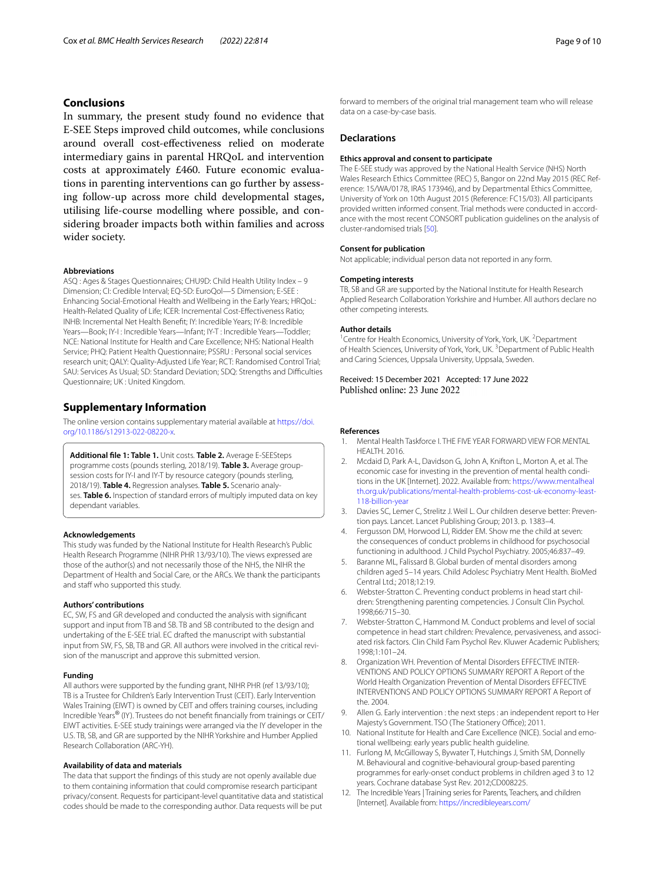## Conclusions

In summary, the present study found no evidence that E-SEE Steps improved child outcomes, while conclusions around overall cost-effectiveness relied on moderate intermediary gains in parental HRQoL and intervention costs at approximately £460. Future economic evaluations in parenting interventions can go further by assessing follow-up across more child developmental stages, utilising life-course modelling where possible, and considering broader impacts both within families and across wider society.

#### Abbreviations

ASQ : Ages & Stages Questionnaires; CHU9D: Child Health Utility Index – 9 Dimension; CI: Credible Interval; EQ-5D: EuroQol—5 Dimension; E-SEE : Enhancing Social-Emotional Health and Wellbeing in the Early Years; HRQoL: Health-Related Quality of Life; ICER: Incremental Cost-Effectiveness Ratio; INHB: Incremental Net Health Benefit; IY: Incredible Years; IY-B: Incredible Years—Book; IY-I : Incredible Years—Infant; IY-T : Incredible Years—Toddler; NCE: National Institute for Health and Care Excellence; NHS: National Health Service; PHQ: Patient Health Questionnaire; PSSRU : Personal social services research unit; QALY: Quality-Adjusted Life Year; RCT: Randomised Control Trial; SAU: Services As Usual; SD: Standard Deviation; SDQ: Strengths and Difficulties Questionnaire; UK : United Kingdom.

## Supplementary Information

The online version contains supplementary material available at https://doi.org/10.1186/s12913-022-08220-x.

**Additional file 1: Table 1.** Unit costs. **Table 2.** Average E-SEESteps programme costs (pounds sterling, 2018/19). **Table 3.** Average group-session costs for IY-I and IY-T by resource category (pounds sterling, 2018/19). **Table 4.** Regression analyses. **Table 5.** Scenario analyses. **Table 6.** Inspection of standard errors of multiply imputed data on key dependant variables.

#### Acknowledgements

This study was funded by the National Institute for Health Research's Public Health Research Programme (NIHR PHR 13/93/10). The views expressed are those of the author(s) and not necessarily those of the NHS, the NIHR the Department of Health and Social Care, or the ARCs. We thank the participants and staff who supported this study.

#### Authors' contributions

EC, SW, FS and GR developed and conducted the analysis with significant support and input from TB and SB. TB and SB contributed to the design and undertaking of the E-SEE trial. EC drafted the manuscript with substantial input from SW, FS, SB, TB and GR. All authors were involved in the critical revision of the manuscript and approve this submitted version.

#### Funding

All authors were supported by the funding grant, NIHR PHR (ref 13/93/10); TB is a Trustee for Children's Early Intervention Trust (CEIT). Early Intervention Wales Training (EIWT) is owned by CEIT and offers training courses, including Incredible Years® (IY). Trustees do not benefit financially from trainings or CEIT/EIWT activities. E-SEE study trainings were arranged via the IY developer in the U.S. TB, SB, and GR are supported by the NIHR Yorkshire and Humber Applied Research Collaboration (ARC-YH).

#### Availability of data and materials

The data that support the findings of this study are not openly available due to them containing information that could compromise research participant privacy/consent. Requests for participant-level quantitative data and statistical codes should be made to the corresponding author. Data requests will be put forward to members of the original trial management team who will release data on a case-by-case basis.

## Declarations

#### Ethics approval and consent to participate

The E-SEE study was approved by the National Health Service (NHS) North Wales Research Ethics Committee (REC) 5, Bangor on 22nd May 2015 (REC Reference: 15/WA/0178, IRAS 173946), and by Departmental Ethics Committee, University of York on 10th August 2015 (Reference: FC15/03). All participants provided written informed consent. Trial methods were conducted in accordance with the most recent CONSORT publication guidelines on the analysis of cluster-randomised trials [50].

#### Consent for publication

Not applicable; individual person data not reported in any form.

#### Competing interests

TB, SB and GR are supported by the National Institute for Health Research Applied Research Collaboration Yorkshire and Humber. All authors declare no other competing interests.

#### Author details

[1]Centre for Health Economics, University of York, York, UK. [2]Department of Health Sciences, University of York, York, UK. [3]Department of Public Health and Caring Sciences, Uppsala University, Uppsala, Sweden.

Received: 15 December 2021 Accepted: 17 June 2022
Published online: 23 June 2022

#### References

1. Mental Health Taskforce I. THE FIVE YEAR FORWARD VIEW FOR MENTAL HEALTH. 2016.
2. Mcdaid D, Park A-L, Davidson G, John A, Knifton L, Morton A, et al. The economic case for investing in the prevention of mental health conditions in the UK [Internet]. 2022. Available from: https://www.mentalhealth.org.uk/publications/mental-health-problems-cost-uk-economy-least-118-billion-year
3. Davies SC, Lemer C, Strelitz J. Weil L. Our children deserve better: Prevention pays. Lancet. Lancet Publishing Group; 2013. p. 1383–4.
4. Fergusson DM, Horwood LJ, Ridder EM. Show me the child at seven: the consequences of conduct problems in childhood for psychosocial functioning in adulthood. J Child Psychol Psychiatry. 2005;46:837–49.
5. Baranne ML, Falissard B. Global burden of mental disorders among children aged 5–14 years. Child Adolesc Psychiatry Ment Health. BioMed Central Ltd.; 2018;12:19.
6. Webster-Stratton C. Preventing conduct problems in head start children: Strengthening parenting competencies. J Consult Clin Psychol. 1998;66:715–30.
7. Webster-Stratton C, Hammond M. Conduct problems and level of social competence in head start children: Prevalence, pervasiveness, and associated risk factors. Clin Child Fam Psychol Rev. Kluwer Academic Publishers; 1998;1:101–24.
8. Organization WH. Prevention of Mental Disorders EFFECTIVE INTERVENTIONS AND POLICY OPTIONS SUMMARY REPORT A Report of the World Health Organization Prevention of Mental Disorders EFFECTIVE INTERVENTIONS AND POLICY OPTIONS SUMMARY REPORT A Report of the. 2004.
9. Allen G. Early intervention : the next steps : an independent report to Her Majesty's Government. TSO (The Stationery Office); 2011.
10. National Institute for Health and Care Excellence (NICE). Social and emotional wellbeing: early years public health guideline.
11. Furlong M, McGilloway S, Bywater T, Hutchings J, Smith SM, Donnelly M. Behavioural and cognitive-behavioural group-based parenting programmes for early-onset conduct problems in children aged 3 to 12 years. Cochrane database Syst Rev. 2012;CD008225.
12. The Incredible Years | Training series for Parents, Teachers, and children [Internet]. Available from: https://incredibleyears.com/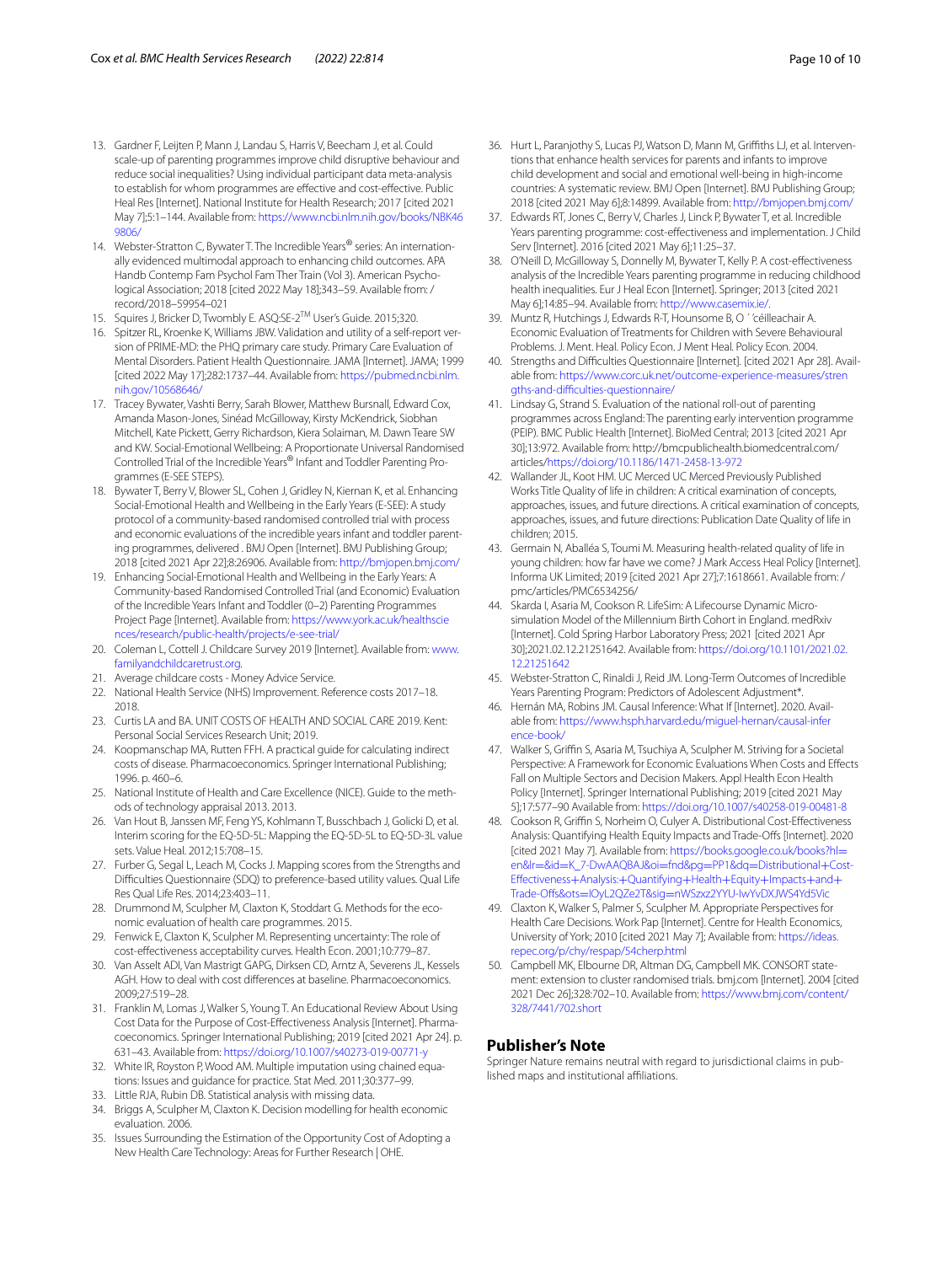13. Gardner F, Leijten P, Mann J, Landau S, Harris V, Beecham J, et al. Could scale-up of parenting programmes improve child disruptive behaviour and reduce social inequalities? Using individual participant data meta-analysis to establish for whom programmes are effective and cost-effective. Public Heal Res [Internet]. National Institute for Health Research; 2017 [cited 2021 May 7];5:1–144. Available from: https://www.ncbi.nlm.nih.gov/books/NBK469806/
14. Webster-Stratton C, Bywater T. The Incredible Years® series: An internationally evidenced multimodal approach to enhancing child outcomes. APA Handb Contemp Fam Psychol Fam Ther Train (Vol 3). American Psychological Association; 2018 [cited 2022 May 18];343–59. Available from: /record/2018–59954–021
15. Squires J, Bricker D, Twombly E. ASQ:SE-2™ User's Guide. 2015;320.
16. Spitzer RL, Kroenke K, Williams JBW. Validation and utility of a self-report version of PRIME-MD: the PHQ primary care study. Primary Care Evaluation of Mental Disorders. Patient Health Questionnaire. JAMA [Internet]. JAMA; 1999 [cited 2022 May 17];282:1737–44. Available from: https://pubmed.ncbi.nlm.nih.gov/10568646/
17. Tracey Bywater, Vashti Berry, Sarah Blower, Matthew Bursnall, Edward Cox, Amanda Mason-Jones, Sinéad McGilloway, Kirsty McKendrick, Siobhan Mitchell, Kate Pickett, Gerry Richardson, Kiera Solaiman, M. Dawn Teare SW and KW. Social-Emotional Wellbeing: A Proportionate Universal Randomised Controlled Trial of the Incredible Years® Infant and Toddler Parenting Programmes (E-SEE STEPS).
18. Bywater T, Berry V, Blower SL, Cohen J, Gridley N, Kiernan K, et al. Enhancing Social-Emotional Health and Wellbeing in the Early Years (E-SEE): a study protocol of a community-based randomised controlled trial with process and economic evaluations of the incredible years infant and toddler parenting programmes, delivered . BMJ Open [Internet]. BMJ Publishing Group; 2018 [cited 2021 Apr 22];8:26906. Available from: http://bmjopen.bmj.com/
19. Enhancing Social-Emotional Health and Wellbeing in the Early Years: A Community-based Randomised Controlled Trial (and Economic) Evaluation of the Incredible Years Infant and Toddler (0–2) Parenting Programmes Project Page [Internet]. Available from: https://www.york.ac.uk/healthsciences/research/public-health/projects/e-see-trial/
20. Coleman L, Cottell J. Childcare Survey 2019 [Internet]. Available from: www.familyandchildcaretrust.org.
21. Average childcare costs - Money Advice Service.
22. National Health Service (NHS) Improvement. Reference costs 2017–18. 2018.
23. Curtis LA and BA. UNIT COSTS OF HEALTH AND SOCIAL CARE 2019. Kent: Personal Social Services Research Unit; 2019.
24. Koopmanschap MA, Rutten FFH. A practical guide for calculating indirect costs of disease. Pharmacoeconomics. Springer International Publishing; 1996. p. 460–6.
25. National Institute of Health and Care Excellence (NICE). Guide to the methods of technology appraisal 2013. 2013.
26. Van Hout B, Janssen MF, Feng YS, Kohlmann T, Busschbach J, Golicki D, et al. Interim scoring for the EQ-5D-5L: Mapping the EQ-5D-5L to EQ-5D-3L value sets. Value Heal. 2012;15:708–15.
27. Furber G, Segal L, Leach M, Cocks J. Mapping scores from the Strengths and Difficulties Questionnaire (SDQ) to preference-based utility values. Qual Life Res Qual Life Res. 2014;23:403–11.
28. Drummond M, Sculpher M, Claxton K, Stoddart G. Methods for the economic evaluation of health care programmes. 2015.
29. Fenwick E, Claxton K, Sculpher M. Representing uncertainty: The role of cost-effectiveness acceptability curves. Health Econ. 2001;10:779–87.
30. Van Asselt ADI, Van Mastrigt GAPG, Dirksen CD, Arntz A, Severens JL, Kessels AGH. How to deal with cost differences at baseline. Pharmacoeconomics. 2009;27:519–28.
31. Franklin M, Lomas J, Walker S, Young T. An Educational Review About Using Cost Data for the Purpose of Cost-Effectiveness Analysis [Internet]. Pharmacoeconomics. Springer International Publishing; 2019 [cited 2021 Apr 24]. p. 631–43. Available from: https://doi.org/10.1007/s40273-019-00771-y
32. White IR, Royston P, Wood AM. Multiple imputation using chained equations: Issues and guidance for practice. Stat Med. 2011;30:377–99.
33. Little RJA, Rubin DB. Statistical analysis with missing data.
34. Briggs A, Sculpher M, Claxton K. Decision modelling for health economic evaluation. 2006.
35. Issues Surrounding the Estimation of the Opportunity Cost of Adopting a New Health Care Technology: Areas for Further Research | OHE.
36. Hurt L, Paranjothy S, Lucas PJ, Watson D, Mann M, Griffiths LJ, et al. Interventions that enhance health services for parents and infants to improve child development and social and emotional well-being in high-income countries: A systematic review. BMJ Open [Internet]. BMJ Publishing Group; 2018 [cited 2021 May 6];8:14899. Available from: http://bmjopen.bmj.com/
37. Edwards RT, Jones C, Berry V, Charles J, Linck P, Bywater T, et al. Incredible Years parenting programme: cost-effectiveness and implementation. J Child Serv [Internet]. 2016 [cited 2021 May 6];11:25–37.
38. O'Neill D, McGilloway S, Donnelly M, Bywater T, Kelly P. A cost-effectiveness analysis of the Incredible Years parenting programme in reducing childhood health inequalities. Eur J Heal Econ [Internet]. Springer; 2013 [cited 2021 May 6];14:85–94. Available from: http://www.casemix.ie/.
39. Muntz R, Hutchings J, Edwards R-T, Hounsome B, O´'céilleachair A. Economic Evaluation of Treatments for Children with Severe Behavioural Problems. J. Ment. Heal. Policy Econ. J Ment Heal. Policy Econ. 2004.
40. Strengths and Difficulties Questionnaire [Internet]. [cited 2021 Apr 28]. Available from: https://www.corc.uk.net/outcome-experience-measures/strengths-and-difficulties-questionnaire/
41. Lindsay G, Strand S. Evaluation of the national roll-out of parenting programmes across England: The parenting early intervention programme (PEIP). BMC Public Health [Internet]. BioMed Central; 2013 [cited 2021 Apr 30];13:972. Available from: http://bmcpublichealth.biomedcentral.com/articles/https://doi.org/10.1186/1471-2458-13-972
42. Wallander JL, Koot HM. UC Merced UC Merced Previously Published Works Title Quality of life in children: A critical examination of concepts, approaches, issues, and future directions. A critical examination of concepts, approaches, issues, and future directions: Publication Date Quality of life in children; 2015.
43. Germain N, Aballéa S, Toumi M. Measuring health-related quality of life in young children: how far have we come? J Mark Access Heal Policy [Internet]. Informa UK Limited; 2019 [cited 2021 Apr 27];7:1618661. Available from: /pmc/articles/PMC6534256/
44. Skarda I, Asaria M, Cookson R. LifeSim: A Lifecourse Dynamic Microsimulation Model of the Millennium Birth Cohort in England. medRxiv [Internet]. Cold Spring Harbor Laboratory Press; 2021 [cited 2021 Apr 30];2021.02.12.21251642. Available from: https://doi.org/10.1101/2021.02.12.21251642
45. Webster-Stratton C, Rinaldi J, Reid JM. Long-Term Outcomes of Incredible Years Parenting Program: Predictors of Adolescent Adjustment*.
46. Hernán MA, Robins JM. Causal Inference: What If [Internet]. 2020. Available from: https://www.hsph.harvard.edu/miguel-hernan/causal-inference-book/
47. Walker S, Griffin S, Asaria M, Tsuchiya A, Sculpher M. Striving for a Societal Perspective: A Framework for Economic Evaluations When Costs and Effects Fall on Multiple Sectors and Decision Makers. Appl Health Econ Health Policy [Internet]. Springer International Publishing; 2019 [cited 2021 May 5];17:577–90 Available from: https://doi.org/10.1007/s40258-019-00481-8
48. Cookson R, Griffin S, Norheim O, Culyer A. Distributional Cost-Effectiveness Analysis: Quantifying Health Equity Impacts and Trade-Offs [Internet]. 2020 [cited 2021 May 7]. Available from: https://books.google.co.uk/books?hl=en&lr=&id=K_7-DwAAQBAJ&oi=fnd&pg=PP1&dq=Distributional+Cost-Effectiveness+Analysis:+Quantifying+Health+Equity+Impacts+and+Trade-Offs&ots=lOyL2QZe2T&sig=nWSzxz2YYU-lwYvDXJWS4Yd5Vic
49. Claxton K, Walker S, Palmer S, Sculpher M. Appropriate Perspectives for Health Care Decisions. Work Pap [Internet]. Centre for Health Economics, University of York; 2010 [cited 2021 May 7]; Available from: https://ideas.repec.org/p/chy/respap/54cherp.html
50. Campbell MK, Elbourne DR, Altman DG, Campbell MK. CONSORT statement: extension to cluster randomised trials. bmj.com [Internet]. 2004 [cited 2021 Dec 26];328:702–10. Available from: https://www.bmj.com/content/328/7441/702.short

## Publisher's Note

Springer Nature remains neutral with regard to jurisdictional claims in published maps and institutional affiliations.